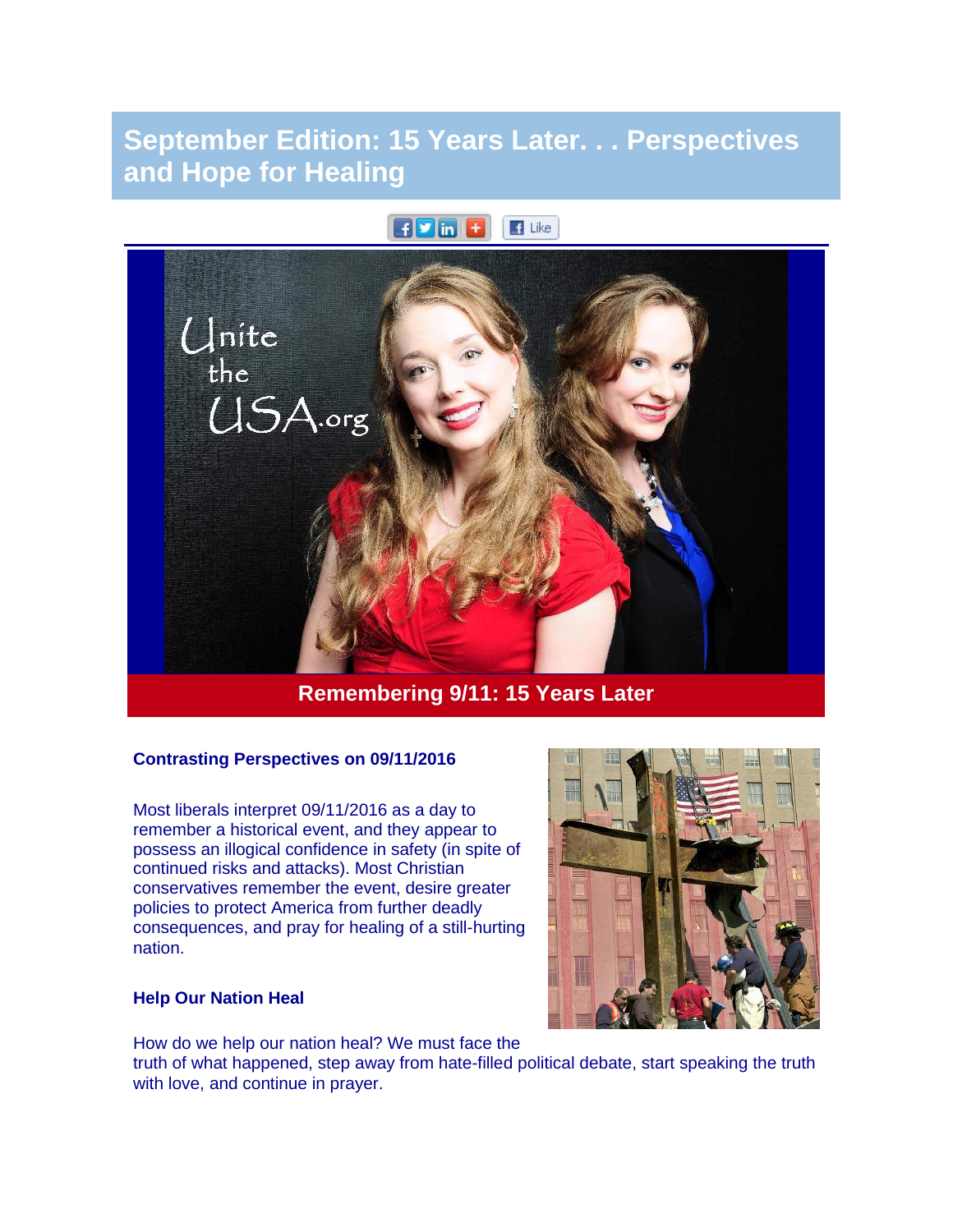# September Edition: 15 Years Later. . . Perspectives and Hope for Healing

## Remembering 9/11: 15 Years Later

### Contrasting Perspectives on 09/11/2016

Most liberals interpret 09/11/2016 as a day to remember a historical event, and they appear to possess an illogical confidence in safety (in spite of continued risks and attacks). Most Christian conservatives remember the event, desire greater policies to protect America from further deadly consequences, and pray for healing of a still-hurting nation.

### Help Our Nation Heal

How do we help our nation heal? We must face the truth of what happened, step away from hate-filled political debate, start speaking the truth with love, and continue in prayer.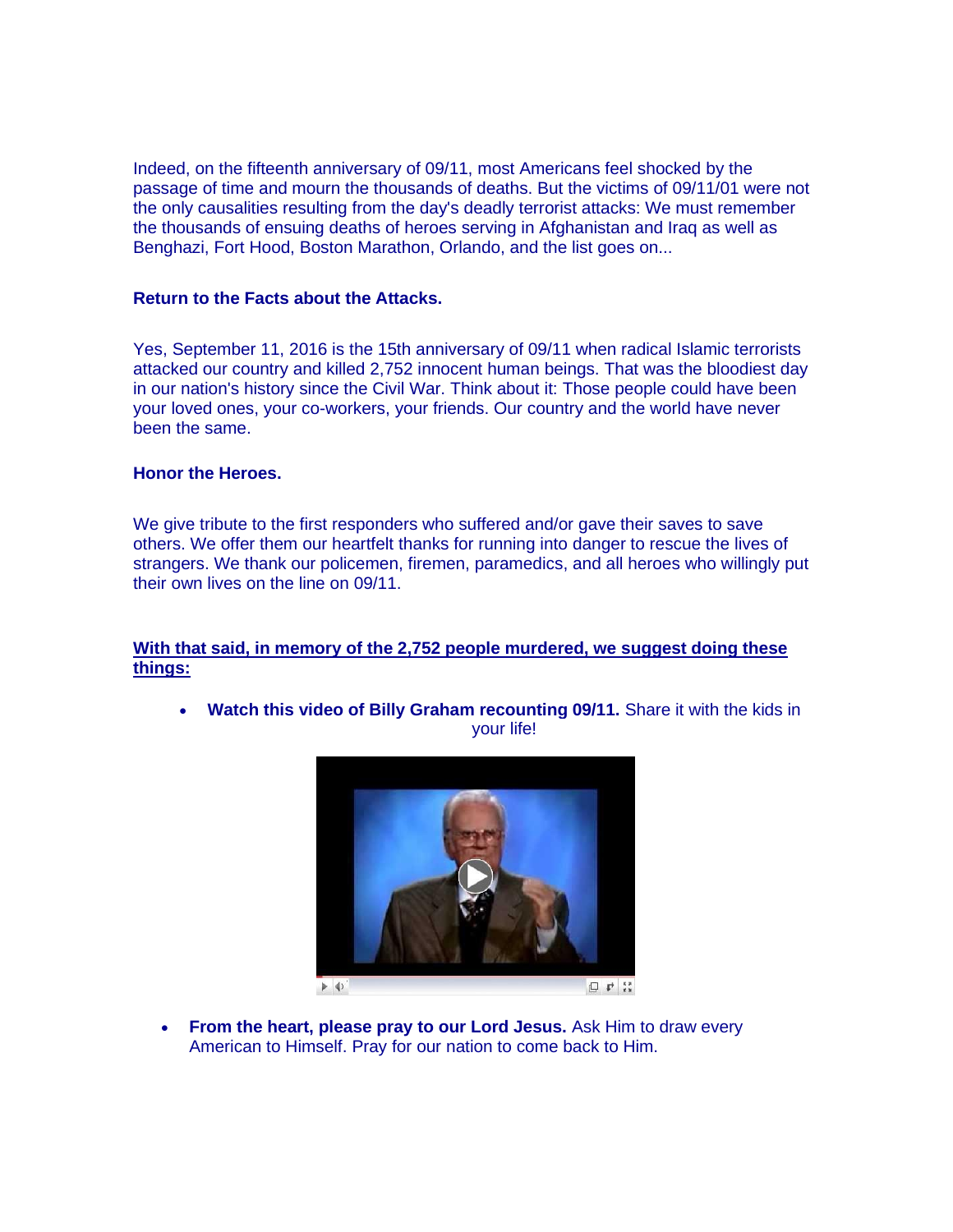Indeed, on the fifteenth anniversary of 09/11, most Americans feel shocked by the passage of time and mourn the thousands of deaths. But the victims of 09/11/01 were not the only causalities resulting from the day's deadly terrorist attacks: We must remember the thousands of ensuing deaths of heroes serving in Afghanistan and Iraq as well as Benghazi, Fort Hood, Boston Marathon, Orlando, and the list goes on...

**Return to the Facts about the Attacks.**

Yes, September 11, 2016 is the 15th anniversary of 09/11 when radical Islamic terrorists attacked our country and killed 2,752 innocent human beings. That was the bloodiest day in our nation's history since the Civil War. Think about it: Those people could have been your loved ones, your co-workers, your friends. Our country and the world have never been the same.

**Honor the Heroes.**

We give tribute to the first responders who suffered and/or gave their saves to save others. We offer them our heartfelt thanks for running into danger to rescue the lives of strangers. We thank our policemen, firemen, paramedics, and all heroes who willingly put their own lives on the line on 09/11.

**With that said, in memory of the 2,752 people murdered, we suggest doing these things:**

- **Watch this video of Billy Graham recounting 09/11.** Share it with the kids in your life!

- **From the heart, please pray to our Lord Jesus.** Ask Him to draw every American to Himself. Pray for our nation to come back to Him.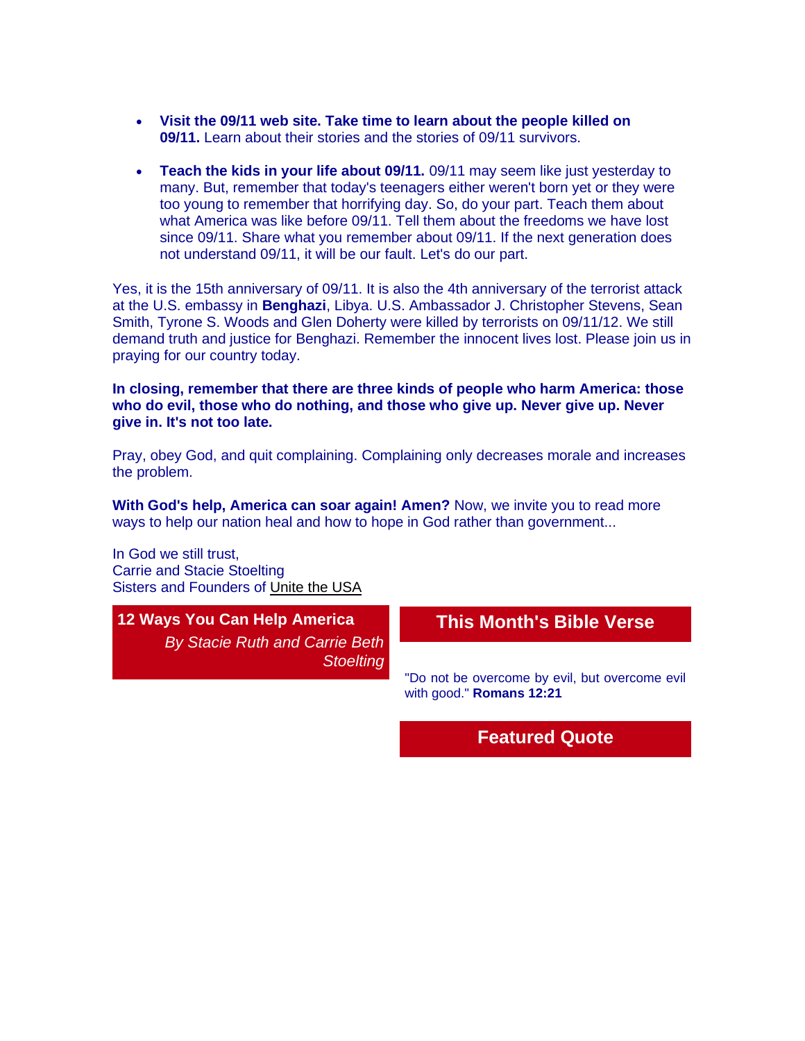- **Visit the 09/11 web site. Take time to learn about the people killed on 09/11.** Learn about their stories and the stories of 09/11 survivors.

- **Teach the kids in your life about 09/11.** 09/11 may seem like just yesterday to many. But, remember that today's teenagers either weren't born yet or they were too young to remember that horrifying day. So, do your part. Teach them about what America was like before 09/11. Tell them about the freedoms we have lost since 09/11. Share what you remember about 09/11. If the next generation does not understand 09/11, it will be our fault. Let's do our part.

Yes, it is the 15th anniversary of 09/11. It is also the 4th anniversary of the terrorist attack at the U.S. embassy in **Benghazi**, Libya. U.S. Ambassador J. Christopher Stevens, Sean Smith, Tyrone S. Woods and Glen Doherty were killed by terrorists on 09/11/12. We still demand truth and justice for Benghazi. Remember the innocent lives lost. Please join us in praying for our country today.

**In closing, remember that there are three kinds of people who harm America: those who do evil, those who do nothing, and those who give up. Never give up. Never give in. It's not too late.**

Pray, obey God, and quit complaining. Complaining only decreases morale and increases the problem.

**With God's help, America can soar again! Amen?** Now, we invite you to read more ways to help our nation heal and how to hope in God rather than government...

In God we still trust,
Carrie and Stacie Stoelting
Sisters and Founders of Unite the USA

## 12 Ways You Can Help America

*By Stacie Ruth and Carrie Beth Stoelting*

## This Month's Bible Verse

"Do not be overcome by evil, but overcome evil with good." **Romans 12:21**

## Featured Quote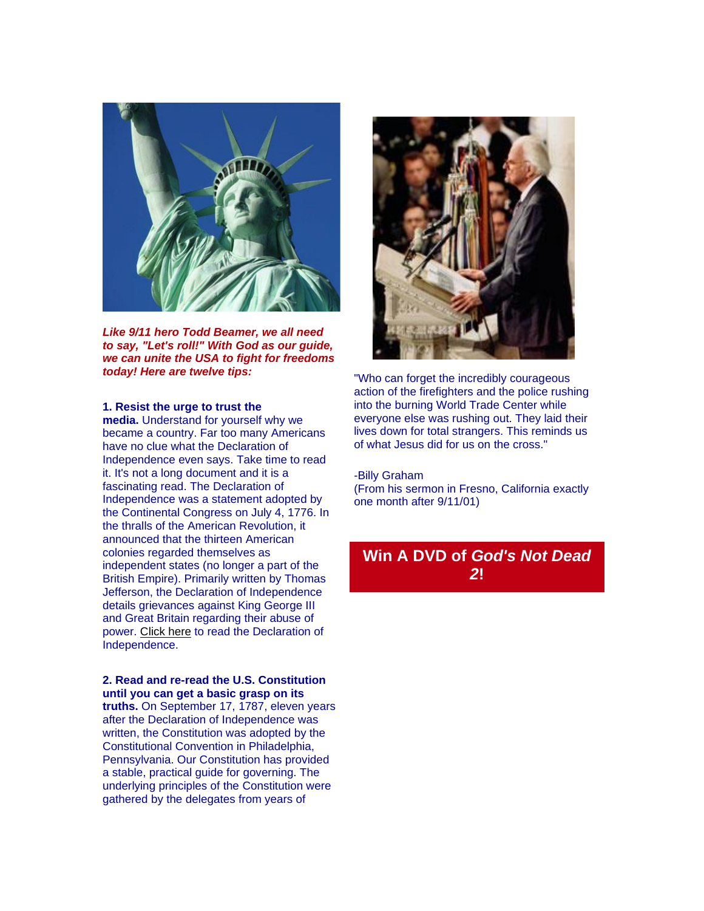***Like 9/11 hero Todd Beamer, we all need to say, "Let's roll!" With God as our guide, we can unite the USA to fight for freedoms today! Here are twelve tips:***

**1. Resist the urge to trust the media.** Understand for yourself why we became a country. Far too many Americans have no clue what the Declaration of Independence even says. Take time to read it. It's not a long document and it is a fascinating read. The Declaration of Independence was a statement adopted by the Continental Congress on July 4, 1776. In the thralls of the American Revolution, it announced that the thirteen American colonies regarded themselves as independent states (no longer a part of the British Empire). Primarily written by Thomas Jefferson, the Declaration of Independence details grievances against King George III and Great Britain regarding their abuse of power. Click here to read the Declaration of Independence.

**2. Read and re-read the U.S. Constitution until you can get a basic grasp on its truths.** On September 17, 1787, eleven years after the Declaration of Independence was written, the Constitution was adopted by the Constitutional Convention in Philadelphia, Pennsylvania. Our Constitution has provided a stable, practical guide for governing. The underlying principles of the Constitution were gathered by the delegates from years of

"Who can forget the incredibly courageous action of the firefighters and the police rushing into the burning World Trade Center while everyone else was rushing out. They laid their lives down for total strangers. This reminds us of what Jesus did for us on the cross."

-Billy Graham
(From his sermon in Fresno, California exactly one month after 9/11/01)

**Win A DVD of *God's Not Dead 2*!**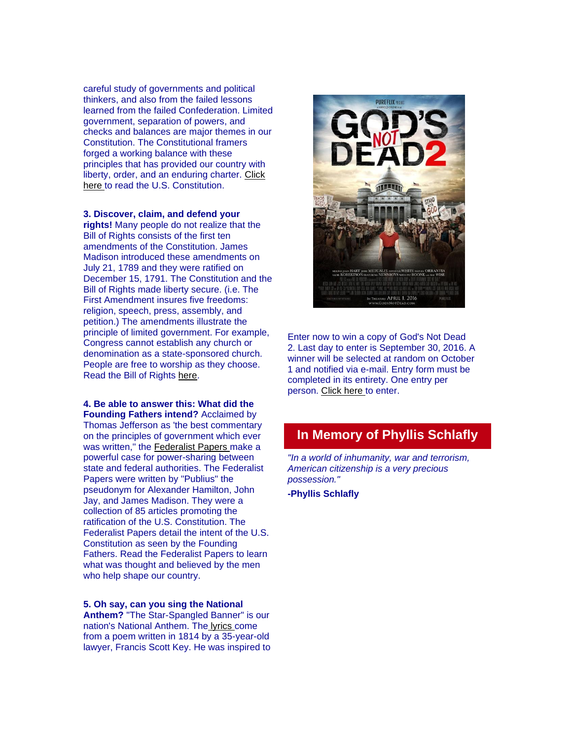careful study of governments and political thinkers, and also from the failed lessons learned from the failed Confederation. Limited government, separation of powers, and checks and balances are major themes in our Constitution. The Constitutional framers forged a working balance with these principles that has provided our country with liberty, order, and an enduring charter. Click here to read the U.S. Constitution.

**3. Discover, claim, and defend your rights!** Many people do not realize that the Bill of Rights consists of the first ten amendments of the Constitution. James Madison introduced these amendments on July 21, 1789 and they were ratified on December 15, 1791. The Constitution and the Bill of Rights made liberty secure. (i.e. The First Amendment insures five freedoms: religion, speech, press, assembly, and petition.) The amendments illustrate the principle of limited government. For example, Congress cannot establish any church or denomination as a state-sponsored church. People are free to worship as they choose. Read the Bill of Rights here.

**4. Be able to answer this: What did the Founding Fathers intend?** Acclaimed by Thomas Jefferson as 'the best commentary on the principles of government which ever was written," the Federalist Papers make a powerful case for power-sharing between state and federal authorities. The Federalist Papers were written by "Publius" the pseudonym for Alexander Hamilton, John Jay, and James Madison. They were a collection of 85 articles promoting the ratification of the U.S. Constitution. The Federalist Papers detail the intent of the U.S. Constitution as seen by the Founding Fathers. Read the Federalist Papers to learn what was thought and believed by the men who help shape our country.

**5. Oh say, can you sing the National Anthem?** "The Star-Spangled Banner" is our nation's National Anthem. The lyrics come from a poem written in 1814 by a 35-year-old lawyer, Francis Scott Key. He was inspired to

Enter now to win a copy of God's Not Dead 2. Last day to enter is September 30, 2016. A winner will be selected at random on October 1 and notified via e-mail. Entry form must be completed in its entirety. One entry per person. Click here to enter.

## In Memory of Phyllis Schlafly

*"In a world of inhumanity, war and terrorism, American citizenship is a very precious possession."*

**-Phyllis Schlafly**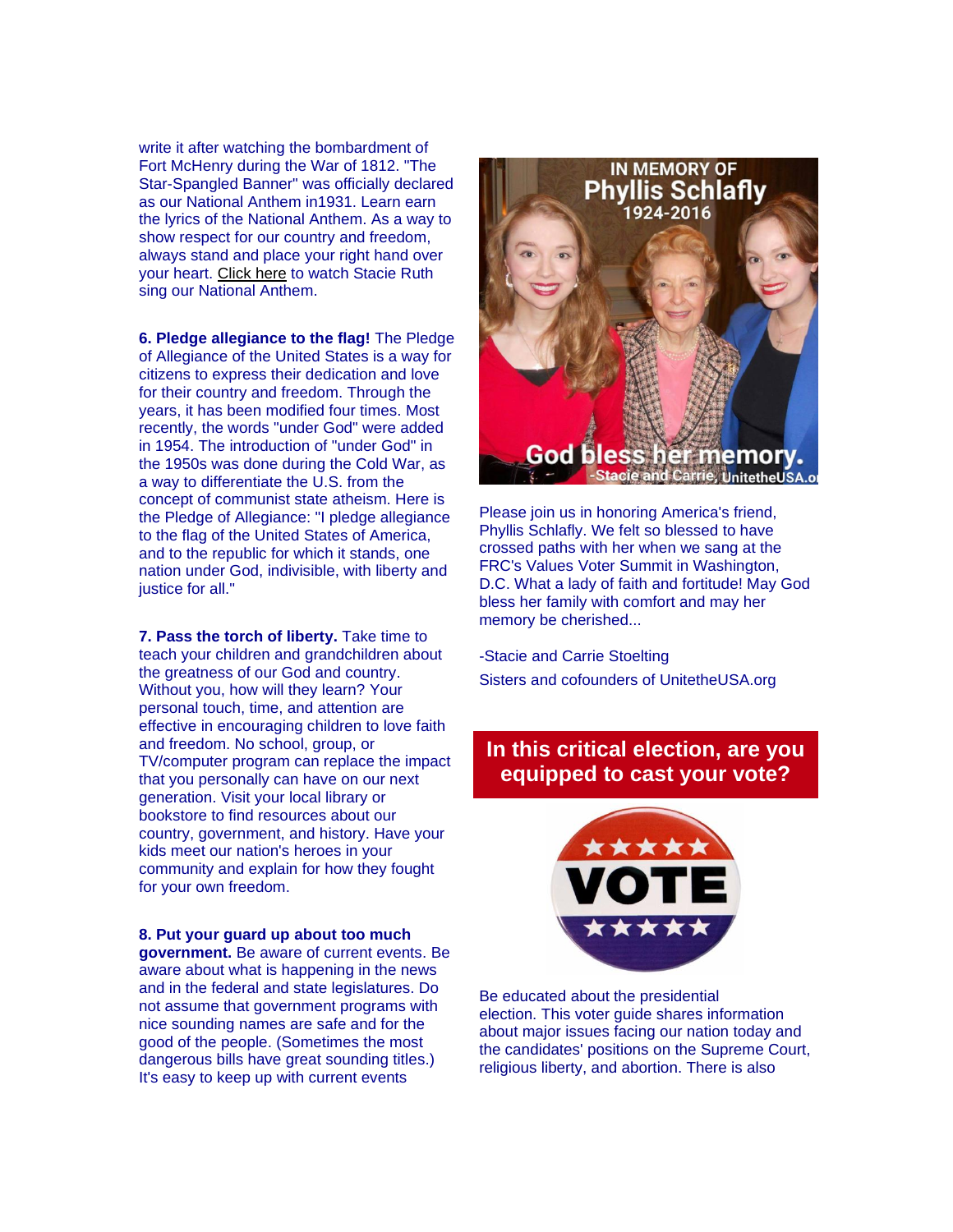write it after watching the bombardment of Fort McHenry during the War of 1812. "The Star-Spangled Banner" was officially declared as our National Anthem in1931. Learn earn the lyrics of the National Anthem. As a way to show respect for our country and freedom, always stand and place your right hand over your heart. Click here to watch Stacie Ruth sing our National Anthem.

**6. Pledge allegiance to the flag!** The Pledge of Allegiance of the United States is a way for citizens to express their dedication and love for their country and freedom. Through the years, it has been modified four times. Most recently, the words "under God" were added in 1954. The introduction of "under God" in the 1950s was done during the Cold War, as a way to differentiate the U.S. from the concept of communist state atheism. Here is the Pledge of Allegiance: "I pledge allegiance to the flag of the United States of America, and to the republic for which it stands, one nation under God, indivisible, with liberty and justice for all."

**7. Pass the torch of liberty.** Take time to teach your children and grandchildren about the greatness of our God and country. Without you, how will they learn? Your personal touch, time, and attention are effective in encouraging children to love faith and freedom. No school, group, or TV/computer program can replace the impact that you personally can have on our next generation. Visit your local library or bookstore to find resources about our country, government, and history. Have your kids meet our nation's heroes in your community and explain for how they fought for your own freedom.

**8. Put your guard up about too much government.** Be aware of current events. Be aware about what is happening in the news and in the federal and state legislatures. Do not assume that government programs with nice sounding names are safe and for the good of the people. (Sometimes the most dangerous bills have great sounding titles.) It's easy to keep up with current events

IN MEMORY OF
Phyllis Schlafly
1924-2016

God bless her memory.
-Stacie and Carrie, UnitetheUSA.org

Please join us in honoring America's friend, Phyllis Schlafly. We felt so blessed to have crossed paths with her when we sang at the FRC's Values Voter Summit in Washington, D.C. What a lady of faith and fortitude! May God bless her family with comfort and may her memory be cherished...

-Stacie and Carrie Stoelting

Sisters and cofounders of UnitetheUSA.org

## In this critical election, are you equipped to cast your vote?

VOTE

Be educated about the presidential election. This voter guide shares information about major issues facing our nation today and the candidates' positions on the Supreme Court, religious liberty, and abortion. There is also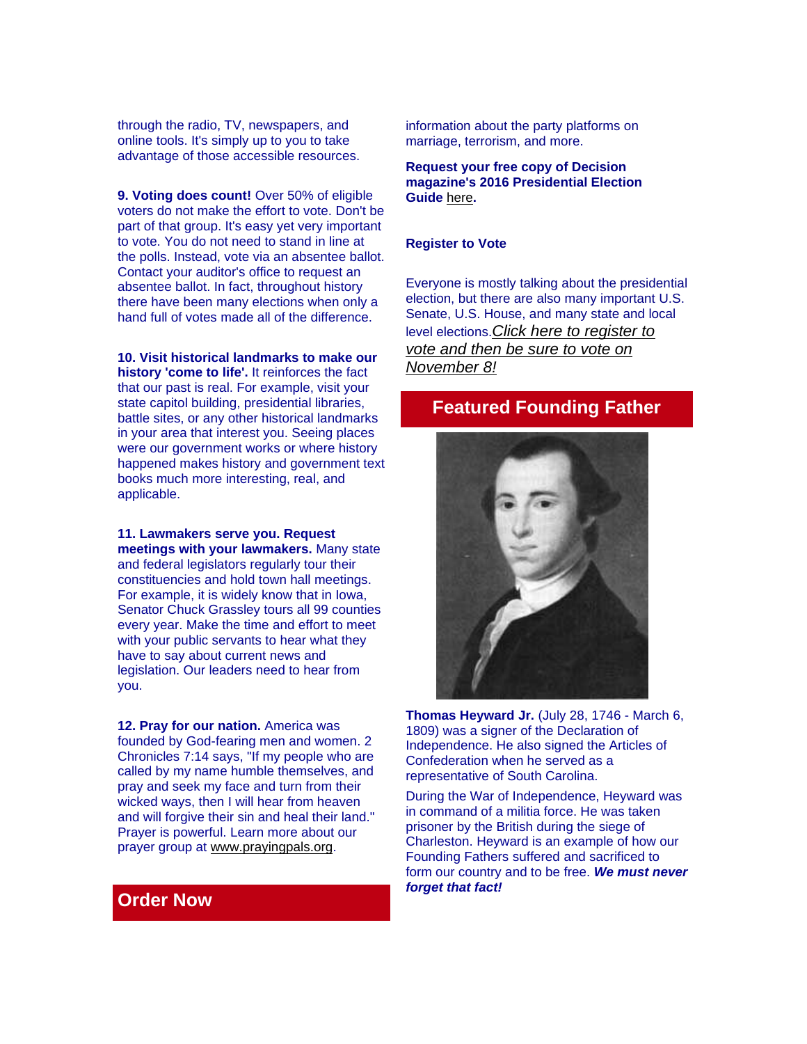through the radio, TV, newspapers, and online tools. It's simply up to you to take advantage of those accessible resources.

**9. Voting does count!** Over 50% of eligible voters do not make the effort to vote. Don't be part of that group. It's easy yet very important to vote. You do not need to stand in line at the polls. Instead, vote via an absentee ballot. Contact your auditor's office to request an absentee ballot. In fact, throughout history there have been many elections when only a hand full of votes made all of the difference.

**10. Visit historical landmarks to make our history 'come to life'.** It reinforces the fact that our past is real. For example, visit your state capitol building, presidential libraries, battle sites, or any other historical landmarks in your area that interest you. Seeing places were our government works or where history happened makes history and government text books much more interesting, real, and applicable.

**11. Lawmakers serve you. Request meetings with your lawmakers.** Many state and federal legislators regularly tour their constituencies and hold town hall meetings. For example, it is widely know that in Iowa, Senator Chuck Grassley tours all 99 counties every year. Make the time and effort to meet with your public servants to hear what they have to say about current news and legislation. Our leaders need to hear from you.

**12. Pray for our nation.** America was founded by God-fearing men and women. 2 Chronicles 7:14 says, "If my people who are called by my name humble themselves, and pray and seek my face and turn from their wicked ways, then I will hear from heaven and will forgive their sin and heal their land." Prayer is powerful. Learn more about our prayer group at www.prayingpals.org.

## Order Now

information about the party platforms on marriage, terrorism, and more.

**Request your free copy of Decision magazine's 2016 Presidential Election Guide here.**

**Register to Vote**

Everyone is mostly talking about the presidential election, but there are also many important U.S. Senate, U.S. House, and many state and local level elections.*Click here to register to vote and then be sure to vote on November 8!*

## Featured Founding Father

**Thomas Heyward Jr.** (July 28, 1746 - March 6, 1809) was a signer of the Declaration of Independence. He also signed the Articles of Confederation when he served as a representative of South Carolina.

During the War of Independence, Heyward was in command of a militia force. He was taken prisoner by the British during the siege of Charleston. Heyward is an example of how our Founding Fathers suffered and sacrificed to form our country and to be free. ***We must never forget that fact!***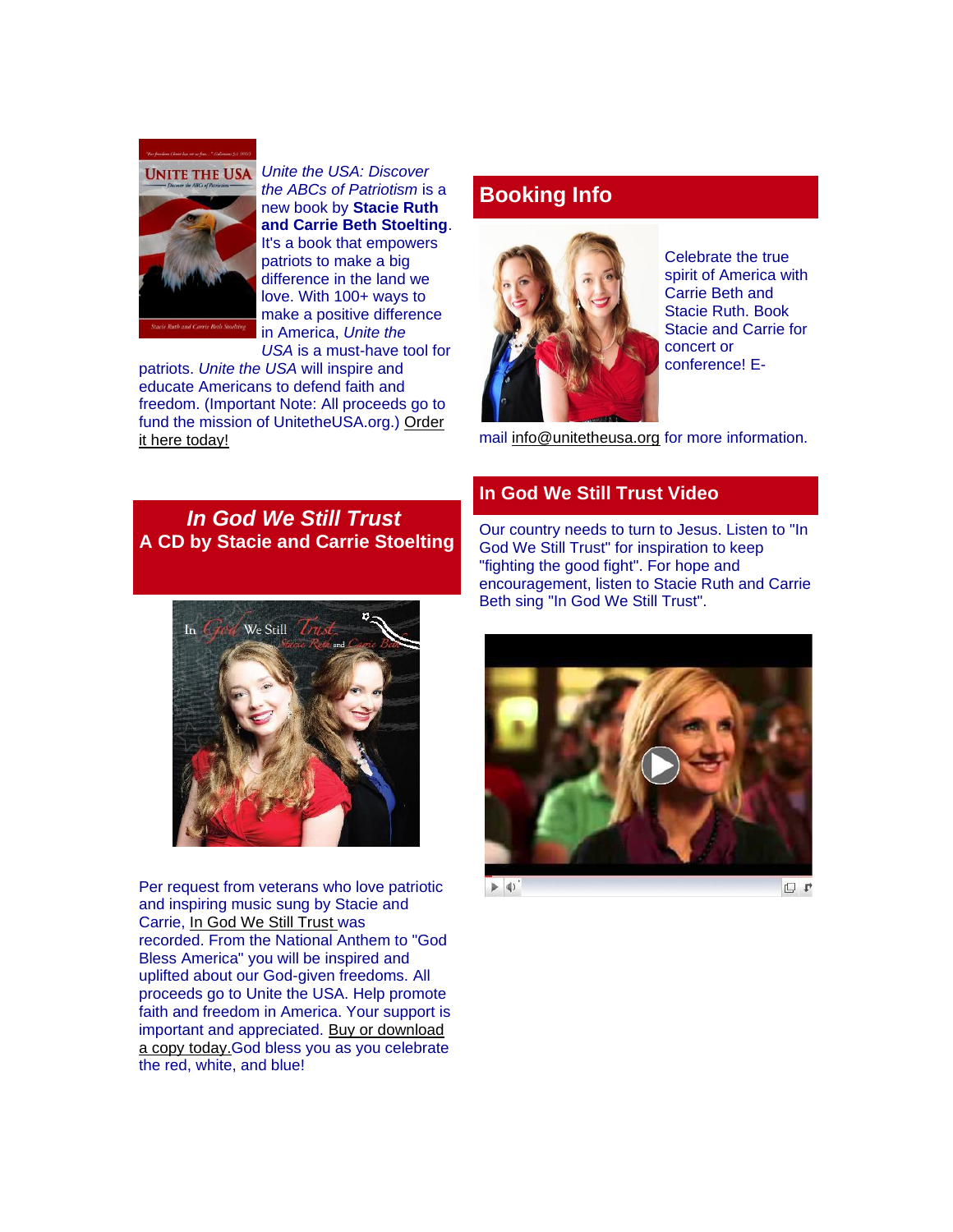*Unite the USA: Discover the ABCs of Patriotism* is a new book by **Stacie Ruth and Carrie Beth Stoelting**. It's a book that empowers patriots to make a big difference in the land we love. With 100+ ways to make a positive difference in America, *Unite the USA* is a must-have tool for patriots. *Unite the USA* will inspire and educate Americans to defend faith and freedom. (Important Note: All proceeds go to fund the mission of UnitetheUSA.org.) Order it here today!

## Booking Info

Celebrate the true spirit of America with Carrie Beth and Stacie Ruth. Book Stacie and Carrie for concert or conference! E-mail info@unitetheusa.org for more information.

## *In God We Still Trust*
### A CD by Stacie and Carrie Stoelting

Per request from veterans who love patriotic and inspiring music sung by Stacie and Carrie, In God We Still Trust was recorded. From the National Anthem to "God Bless America" you will be inspired and uplifted about our God-given freedoms. All proceeds go to Unite the USA. Help promote faith and freedom in America. Your support is important and appreciated. Buy or download a copy today.God bless you as you celebrate the red, white, and blue!

## In God We Still Trust Video

Our country needs to turn to Jesus. Listen to "In God We Still Trust" for inspiration to keep "fighting the good fight". For hope and encouragement, listen to Stacie Ruth and Carrie Beth sing "In God We Still Trust".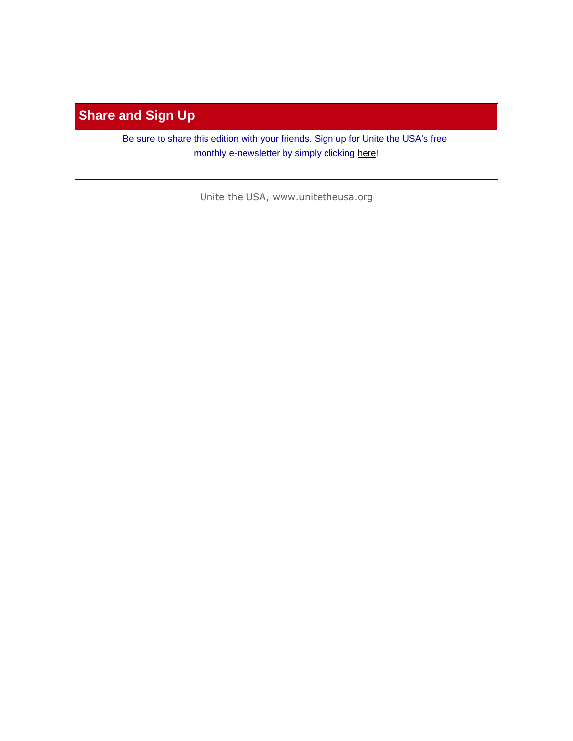## Share and Sign Up

Be sure to share this edition with your friends. Sign up for Unite the USA's free monthly e-newsletter by simply clicking here!

Unite the USA, www.unitetheusa.org